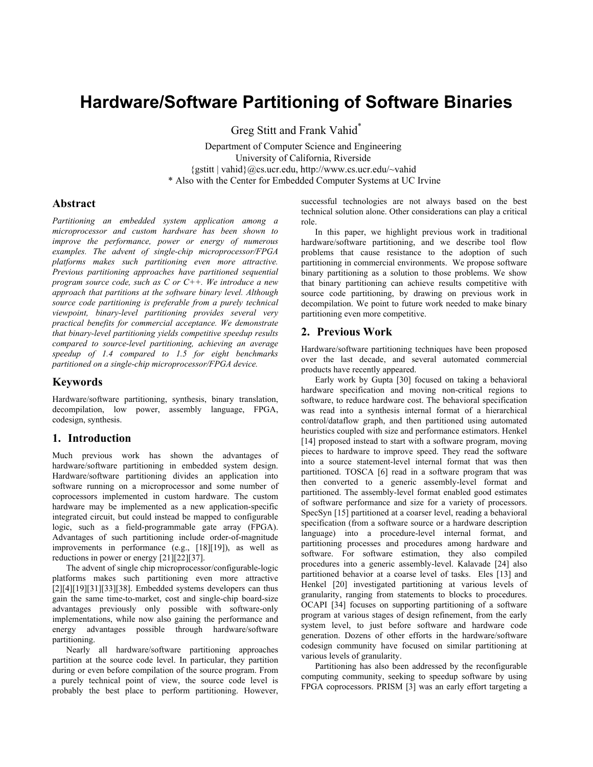# Hardware/Software Partitioning of Software Binaries

Greg Stitt and Frank Vahid*

Department of Computer Science and Engineering
University of California, Riverside
{gstitt | vahid}@cs.ucr.edu, http://www.cs.ucr.edu/~vahid
* Also with the Center for Embedded Computer Systems at UC Irvine

## Abstract

*Partitioning an embedded system application among a microprocessor and custom hardware has been shown to improve the performance, power or energy of numerous examples. The advent of single-chip microprocessor/FPGA platforms makes such partitioning even more attractive. Previous partitioning approaches have partitioned sequential program source code, such as C or C++. We introduce a new approach that partitions at the software binary level. Although source code partitioning is preferable from a purely technical viewpoint, binary-level partitioning provides several very practical benefits for commercial acceptance. We demonstrate that binary-level partitioning yields competitive speedup results compared to source-level partitioning, achieving an average speedup of 1.4 compared to 1.5 for eight benchmarks partitioned on a single-chip microprocessor/FPGA device.*

## Keywords

Hardware/software partitioning, synthesis, binary translation, decompilation, low power, assembly language, FPGA, codesign, synthesis.

## 1. Introduction

Much previous work has shown the advantages of hardware/software partitioning in embedded system design. Hardware/software partitioning divides an application into software running on a microprocessor and some number of coprocessors implemented in custom hardware. The custom hardware may be implemented as a new application-specific integrated circuit, but could instead be mapped to configurable logic, such as a field-programmable gate array (FPGA). Advantages of such partitioning include order-of-magnitude improvements in performance (e.g., [18][19]), as well as reductions in power or energy [21][22][37].

The advent of single chip microprocessor/configurable-logic platforms makes such partitioning even more attractive [2][4][19][31][33][38]. Embedded systems developers can thus gain the same time-to-market, cost and single-chip board-size advantages previously only possible with software-only implementations, while now also gaining the performance and energy advantages possible through hardware/software partitioning.

Nearly all hardware/software partitioning approaches partition at the source code level. In particular, they partition during or even before compilation of the source program. From a purely technical point of view, the source code level is probably the best place to perform partitioning. However, successful technologies are not always based on the best technical solution alone. Other considerations can play a critical role.

In this paper, we highlight previous work in traditional hardware/software partitioning, and we describe tool flow problems that cause resistance to the adoption of such partitioning in commercial environments. We propose software binary partitioning as a solution to those problems. We show that binary partitioning can achieve results competitive with source code partitioning, by drawing on previous work in decompilation. We point to future work needed to make binary partitioning even more competitive.

## 2. Previous Work

Hardware/software partitioning techniques have been proposed over the last decade, and several automated commercial products have recently appeared.

Early work by Gupta [30] focused on taking a behavioral hardware specification and moving non-critical regions to software, to reduce hardware cost. The behavioral specification was read into a synthesis internal format of a hierarchical control/dataflow graph, and then partitioned using automated heuristics coupled with size and performance estimators. Henkel [14] proposed instead to start with a software program, moving pieces to hardware to improve speed. They read the software into a source statement-level internal format that was then partitioned. TOSCA [6] read in a software program that was then converted to a generic assembly-level format and partitioned. The assembly-level format enabled good estimates of software performance and size for a variety of processors. SpecSyn [15] partitioned at a coarser level, reading a behavioral specification (from a software source or a hardware description language) into a procedure-level internal format, and partitioning processes and procedures among hardware and software. For software estimation, they also compiled procedures into a generic assembly-level. Kalavade [24] also partitioned behavior at a coarse level of tasks. Eles [13] and Henkel [20] investigated partitioning at various levels of granularity, ranging from statements to blocks to procedures. OCAPI [34] focuses on supporting partitioning of a software program at various stages of design refinement, from the early system level, to just before software and hardware code generation. Dozens of other efforts in the hardware/software codesign community have focused on similar partitioning at various levels of granularity.

Partitioning has also been addressed by the reconfigurable computing community, seeking to speedup software by using FPGA coprocessors. PRISM [3] was an early effort targeting a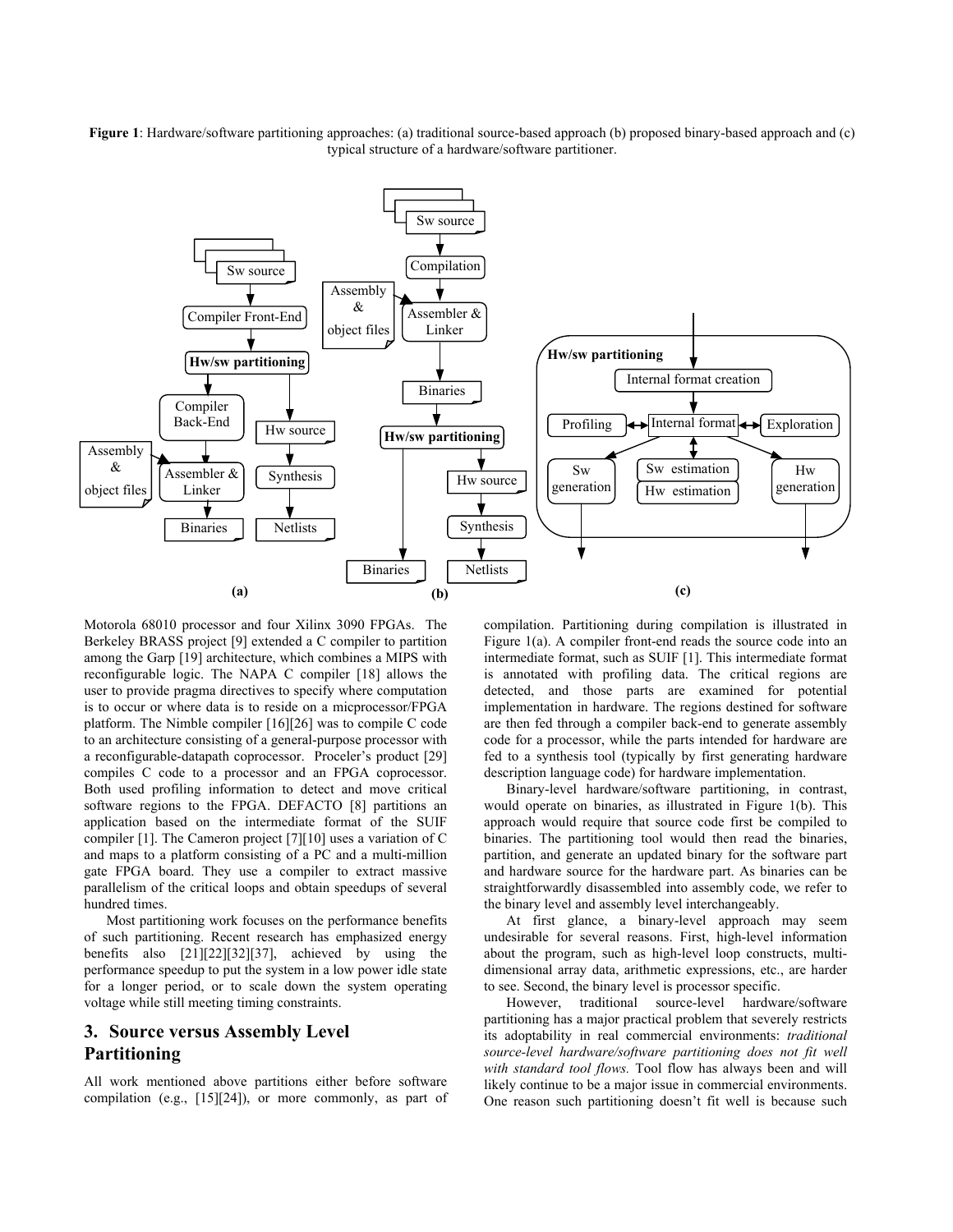**Figure 1**: Hardware/software partitioning approaches: (a) traditional source-based approach (b) proposed binary-based approach and (c) typical structure of a hardware/software partitioner.

Motorola 68010 processor and four Xilinx 3090 FPGAs. The Berkeley BRASS project [9] extended a C compiler to partition among the Garp [19] architecture, which combines a MIPS with reconfigurable logic. The NAPA C compiler [18] allows the user to provide pragma directives to specify where computation is to occur or where data is to reside on a micprocessor/FPGA platform. The Nimble compiler [16][26] was to compile C code to an architecture consisting of a general-purpose processor with a reconfigurable-datapath coprocessor. Proceler's product [29] compiles C code to a processor and an FPGA coprocessor. Both used profiling information to detect and move critical software regions to the FPGA. DEFACTO [8] partitions an application based on the intermediate format of the SUIF compiler [1]. The Cameron project [7][10] uses a variation of C and maps to a platform consisting of a PC and a multi-million gate FPGA board. They use a compiler to extract massive parallelism of the critical loops and obtain speedups of several hundred times.

Most partitioning work focuses on the performance benefits of such partitioning. Recent research has emphasized energy benefits also [21][22][32][37], achieved by using the performance speedup to put the system in a low power idle state for a longer period, or to scale down the system operating voltage while still meeting timing constraints.

## 3. Source versus Assembly Level Partitioning

All work mentioned above partitions either before software compilation (e.g., [15][24]), or more commonly, as part of compilation. Partitioning during compilation is illustrated in Figure 1(a). A compiler front-end reads the source code into an intermediate format, such as SUIF [1]. This intermediate format is annotated with profiling data. The critical regions are detected, and those parts are examined for potential implementation in hardware. The regions destined for software are then fed through a compiler back-end to generate assembly code for a processor, while the parts intended for hardware are fed to a synthesis tool (typically by first generating hardware description language code) for hardware implementation.

Binary-level hardware/software partitioning, in contrast, would operate on binaries, as illustrated in Figure 1(b). This approach would require that source code first be compiled to binaries. The partitioning tool would then read the binaries, partition, and generate an updated binary for the software part and hardware source for the hardware part. As binaries can be straightforwardly disassembled into assembly code, we refer to the binary level and assembly level interchangeably.

At first glance, a binary-level approach may seem undesirable for several reasons. First, high-level information about the program, such as high-level loop constructs, multi-dimensional array data, arithmetic expressions, etc., are harder to see. Second, the binary level is processor specific.

However, traditional source-level hardware/software partitioning has a major practical problem that severely restricts its adoptability in real commercial environments: *traditional source-level hardware/software partitioning does not fit well with standard tool flows.* Tool flow has always been and will likely continue to be a major issue in commercial environments. One reason such partitioning doesn't fit well is because such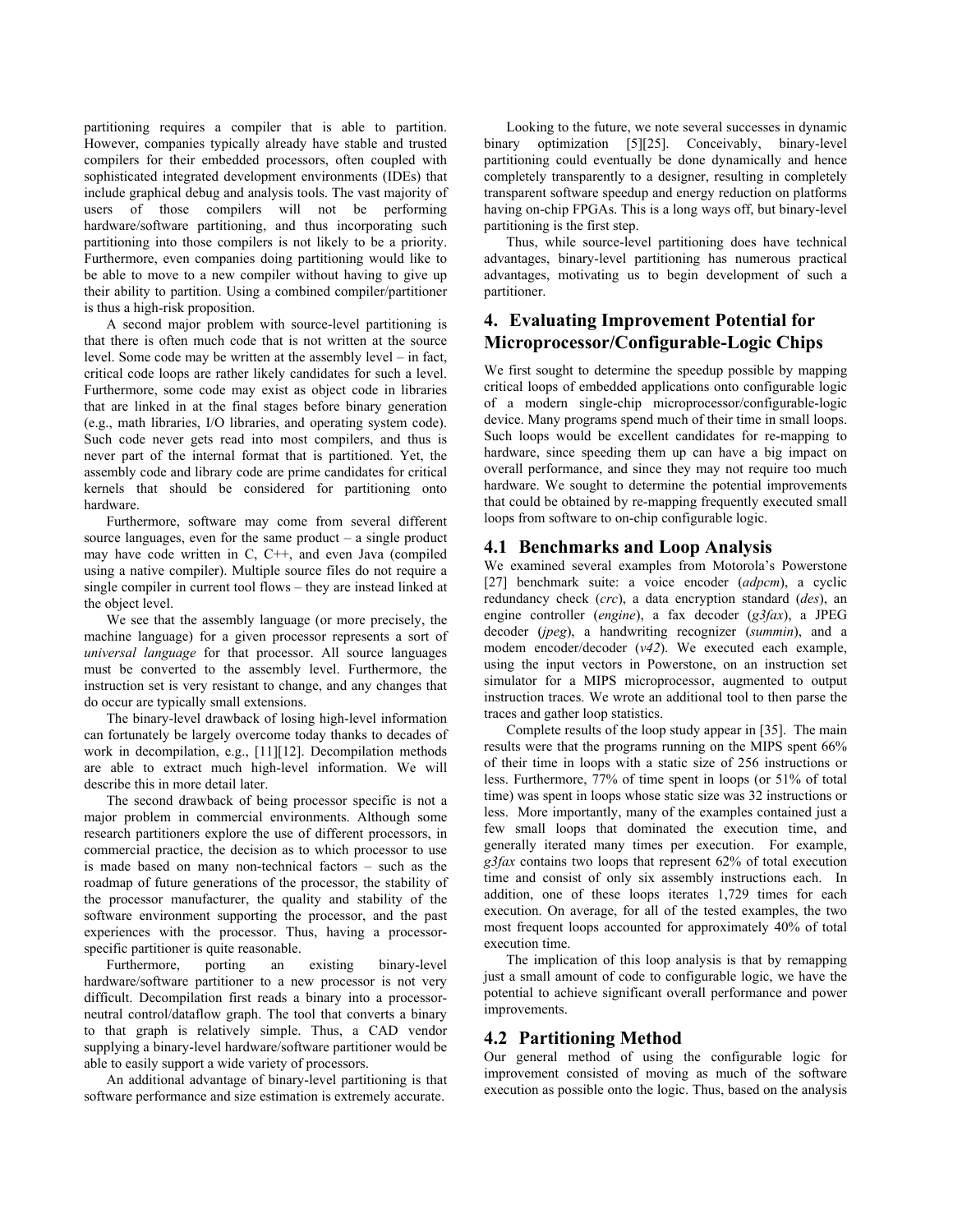partitioning requires a compiler that is able to partition. However, companies typically already have stable and trusted compilers for their embedded processors, often coupled with sophisticated integrated development environments (IDEs) that include graphical debug and analysis tools. The vast majority of users of those compilers will not be performing hardware/software partitioning, and thus incorporating such partitioning into those compilers is not likely to be a priority. Furthermore, even companies doing partitioning would like to be able to move to a new compiler without having to give up their ability to partition. Using a combined compiler/partitioner is thus a high-risk proposition.

A second major problem with source-level partitioning is that there is often much code that is not written at the source level. Some code may be written at the assembly level – in fact, critical code loops are rather likely candidates for such a level. Furthermore, some code may exist as object code in libraries that are linked in at the final stages before binary generation (e.g., math libraries, I/O libraries, and operating system code). Such code never gets read into most compilers, and thus is never part of the internal format that is partitioned. Yet, the assembly code and library code are prime candidates for critical kernels that should be considered for partitioning onto hardware.

Furthermore, software may come from several different source languages, even for the same product – a single product may have code written in C, C++, and even Java (compiled using a native compiler). Multiple source files do not require a single compiler in current tool flows – they are instead linked at the object level.

We see that the assembly language (or more precisely, the machine language) for a given processor represents a sort of *universal language* for that processor. All source languages must be converted to the assembly level. Furthermore, the instruction set is very resistant to change, and any changes that do occur are typically small extensions.

The binary-level drawback of losing high-level information can fortunately be largely overcome today thanks to decades of work in decompilation, e.g., [11][12]. Decompilation methods are able to extract much high-level information. We will describe this in more detail later.

The second drawback of being processor specific is not a major problem in commercial environments. Although some research partitioners explore the use of different processors, in commercial practice, the decision as to which processor to use is made based on many non-technical factors – such as the roadmap of future generations of the processor, the stability of the processor manufacturer, the quality and stability of the software environment supporting the processor, and the past experiences with the processor. Thus, having a processor-specific partitioner is quite reasonable.

Furthermore, porting an existing binary-level hardware/software partitioner to a new processor is not very difficult. Decompilation first reads a binary into a processor-neutral control/dataflow graph. The tool that converts a binary to that graph is relatively simple. Thus, a CAD vendor supplying a binary-level hardware/software partitioner would be able to easily support a wide variety of processors.

An additional advantage of binary-level partitioning is that software performance and size estimation is extremely accurate.

Looking to the future, we note several successes in dynamic binary optimization [5][25]. Conceivably, binary-level partitioning could eventually be done dynamically and hence completely transparently to a designer, resulting in completely transparent software speedup and energy reduction on platforms having on-chip FPGAs. This is a long ways off, but binary-level partitioning is the first step.

Thus, while source-level partitioning does have technical advantages, binary-level partitioning has numerous practical advantages, motivating us to begin development of such a partitioner.

## 4. Evaluating Improvement Potential for Microprocessor/Configurable-Logic Chips

We first sought to determine the speedup possible by mapping critical loops of embedded applications onto configurable logic of a modern single-chip microprocessor/configurable-logic device. Many programs spend much of their time in small loops. Such loops would be excellent candidates for re-mapping to hardware, since speeding them up can have a big impact on overall performance, and since they may not require too much hardware. We sought to determine the potential improvements that could be obtained by re-mapping frequently executed small loops from software to on-chip configurable logic.

### 4.1 Benchmarks and Loop Analysis

We examined several examples from Motorola's Powerstone [27] benchmark suite: a voice encoder (*adpcm*), a cyclic redundancy check (*crc*), a data encryption standard (*des*), an engine controller (*engine*), a fax decoder (*g3fax*), a JPEG decoder (*jpeg*), a handwriting recognizer (*summin*), and a modem encoder/decoder (*v42*). We executed each example, using the input vectors in Powerstone, on an instruction set simulator for a MIPS microprocessor, augmented to output instruction traces. We wrote an additional tool to then parse the traces and gather loop statistics.

Complete results of the loop study appear in [35]. The main results were that the programs running on the MIPS spent 66% of their time in loops with a static size of 256 instructions or less. Furthermore, 77% of time spent in loops (or 51% of total time) was spent in loops whose static size was 32 instructions or less. More importantly, many of the examples contained just a few small loops that dominated the execution time, and generally iterated many times per execution. For example, *g3fax* contains two loops that represent 62% of total execution time and consist of only six assembly instructions each. In addition, one of these loops iterates 1,729 times for each execution. On average, for all of the tested examples, the two most frequent loops accounted for approximately 40% of total execution time.

The implication of this loop analysis is that by remapping just a small amount of code to configurable logic, we have the potential to achieve significant overall performance and power improvements.

### 4.2 Partitioning Method

Our general method of using the configurable logic for improvement consisted of moving as much of the software execution as possible onto the logic. Thus, based on the analysis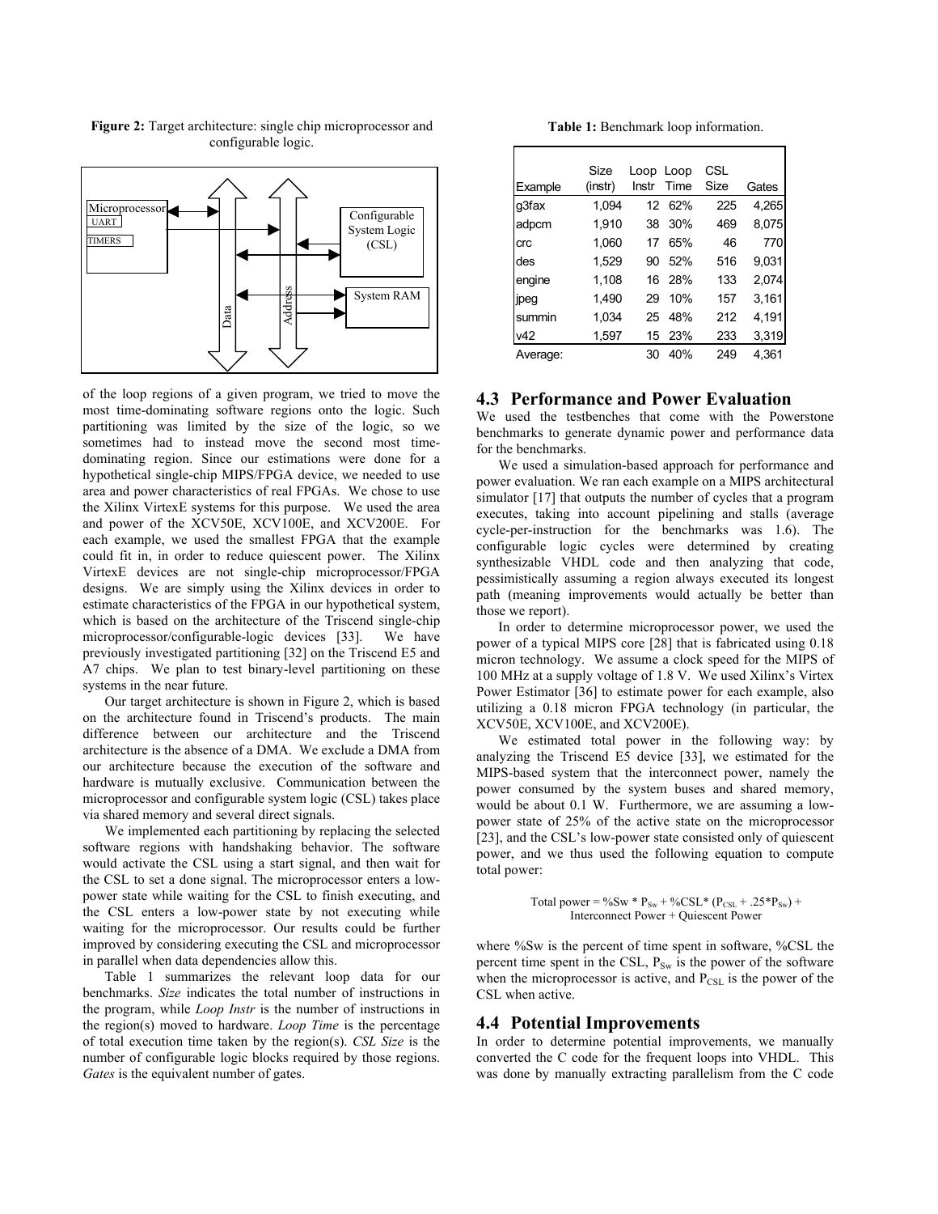**Figure 2:** Target architecture: single chip microprocessor and configurable logic.

of the loop regions of a given program, we tried to move the most time-dominating software regions onto the logic. Such partitioning was limited by the size of the logic, so we sometimes had to instead move the second most time-dominating region. Since our estimations were done for a hypothetical single-chip MIPS/FPGA device, we needed to use area and power characteristics of real FPGAs. We chose to use the Xilinx VirtexE systems for this purpose. We used the area and power of the XCV50E, XCV100E, and XCV200E. For each example, we used the smallest FPGA that the example could fit in, in order to reduce quiescent power. The Xilinx VirtexE devices are not single-chip microprocessor/FPGA designs. We are simply using the Xilinx devices in order to estimate characteristics of the FPGA in our hypothetical system, which is based on the architecture of the Triscend single-chip microprocessor/configurable-logic devices [33]. We have previously investigated partitioning [32] on the Triscend E5 and A7 chips. We plan to test binary-level partitioning on these systems in the near future.

Our target architecture is shown in Figure 2, which is based on the architecture found in Triscend's products. The main difference between our architecture and the Triscend architecture is the absence of a DMA. We exclude a DMA from our architecture because the execution of the software and hardware is mutually exclusive. Communication between the microprocessor and configurable system logic (CSL) takes place via shared memory and several direct signals.

We implemented each partitioning by replacing the selected software regions with handshaking behavior. The software would activate the CSL using a start signal, and then wait for the CSL to set a done signal. The microprocessor enters a low-power state while waiting for the CSL to finish executing, and the CSL enters a low-power state by not executing while waiting for the microprocessor. Our results could be further improved by considering executing the CSL and microprocessor in parallel when data dependencies allow this.

Table 1 summarizes the relevant loop data for our benchmarks. *Size* indicates the total number of instructions in the program, while *Loop Instr* is the number of instructions in the region(s) moved to hardware. *Loop Time* is the percentage of total execution time taken by the region(s). *CSL Size* is the number of configurable logic blocks required by those regions. *Gates* is the equivalent number of gates.

**Table 1:** Benchmark loop information.

| Example | Size (instr) | Loop Instr | Loop Time | CSL Size | Gates |
|---|---|---|---|---|---|
| g3fax | 1,094 | 12 | 62% | 225 | 4,265 |
| adpcm | 1,910 | 38 | 30% | 469 | 8,075 |
| crc | 1,060 | 17 | 65% | 46 | 770 |
| des | 1,529 | 90 | 52% | 516 | 9,031 |
| engine | 1,108 | 16 | 28% | 133 | 2,074 |
| jpeg | 1,490 | 29 | 10% | 157 | 3,161 |
| summin | 1,034 | 25 | 48% | 212 | 4,191 |
| v42 | 1,597 | 15 | 23% | 233 | 3,319 |
| Average: | | 30 | 40% | 249 | 4,361 |

## 4.3 Performance and Power Evaluation

We used the testbenches that come with the Powerstone benchmarks to generate dynamic power and performance data for the benchmarks.

We used a simulation-based approach for performance and power evaluation. We ran each example on a MIPS architectural simulator [17] that outputs the number of cycles that a program executes, taking into account pipelining and stalls (average cycle-per-instruction for the benchmarks was 1.6). The configurable logic cycles were determined by creating synthesizable VHDL code and then analyzing that code, pessimistically assuming a region always executed its longest path (meaning improvements would actually be better than those we report).

In order to determine microprocessor power, we used the power of a typical MIPS core [28] that is fabricated using 0.18 micron technology. We assume a clock speed for the MIPS of 100 MHz at a supply voltage of 1.8 V. We used Xilinx's Virtex Power Estimator [36] to estimate power for each example, also utilizing a 0.18 micron FPGA technology (in particular, the XCV50E, XCV100E, and XCV200E).

We estimated total power in the following way: by analyzing the Triscend E5 device [33], we estimated for the MIPS-based system that the interconnect power, namely the power consumed by the system buses and shared memory, would be about 0.1 W. Furthermore, we are assuming a low-power state of 25% of the active state on the microprocessor [23], and the CSL's low-power state consisted only of quiescent power, and we thus used the following equation to compute total power:

$$\text{Total power} = \%Sw * P_{Sw} + \%CSL * (P_{CSL} + .25 * P_{Sw}) + \text{Interconnect Power} + \text{Quiescent Power}$$

where %Sw is the percent of time spent in software, %CSL the percent time spent in the CSL, $P_{Sw}$ is the power of the software when the microprocessor is active, and $P_{CSL}$ is the power of the CSL when active.

## 4.4 Potential Improvements

In order to determine potential improvements, we manually converted the C code for the frequent loops into VHDL. This was done by manually extracting parallelism from the C code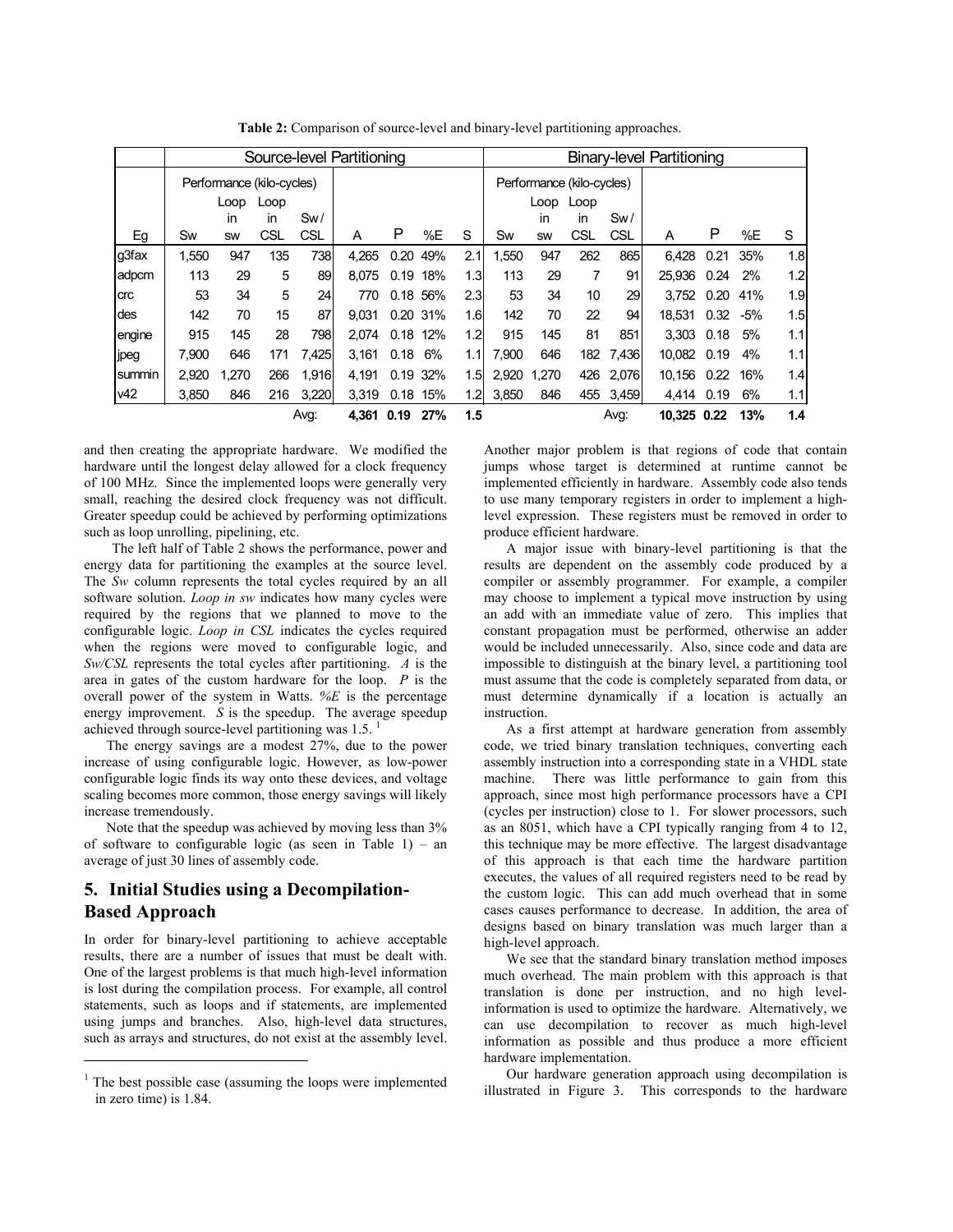**Table 2:** Comparison of source-level and binary-level partitioning approaches.

| | Source-level Partitioning | | | | | | | | Binary-level Partitioning | | | | | | | |
|---|---|---|---|---|---|---|---|---|---|---|---|---|---|---|---|---|
| | Performance (kilo-cycles) | | | | | | | | Performance (kilo-cycles) | | | | | | | |
| Eg | Sw | Loop in sw | Loop in CSL | Sw / CSL | A | P | %E | S | Sw | Loop in sw | Loop in CSL | Sw / CSL | A | P | %E | S |
| g3fax | 1,550 | 947 | 135 | 738 | 4,265 | 0.20 | 49% | 2.1 | 1,550 | 947 | 262 | 865 | 6,428 | 0.21 | 35% | 1.8 |
| adpcm | 113 | 29 | 5 | 89 | 8,075 | 0.19 | 18% | 1.3 | 113 | 29 | 7 | 91 | 25,936 | 0.24 | 2% | 1.2 |
| crc | 53 | 34 | 5 | 24 | 770 | 0.18 | 56% | 2.3 | 53 | 34 | 10 | 29 | 3,752 | 0.20 | 41% | 1.9 |
| des | 142 | 70 | 15 | 87 | 9,031 | 0.20 | 31% | 1.6 | 142 | 70 | 22 | 94 | 18,531 | 0.32 | -5% | 1.5 |
| engine | 915 | 145 | 28 | 798 | 2,074 | 0.18 | 12% | 1.2 | 915 | 145 | 81 | 851 | 3,303 | 0.18 | 5% | 1.1 |
| jpeg | 7,900 | 646 | 171 | 7,425 | 3,161 | 0.18 | 6% | 1.1 | 7,900 | 646 | 182 | 7,436 | 10,082 | 0.19 | 4% | 1.1 |
| summin | 2,920 | 1,270 | 266 | 1,916 | 4,191 | 0.19 | 32% | 1.5 | 2,920 | 1,270 | 426 | 2,076 | 10,156 | 0.22 | 16% | 1.4 |
| v42 | 3,850 | 846 | 216 | 3,220 | 3,319 | 0.18 | 15% | 1.2 | 3,850 | 846 | 455 | 3,459 | 4,414 | 0.19 | 6% | 1.1 |
| | | | | Avg: | **4,361** | **0.19** | **27%** | **1.5** | | | | Avg: | **10,325** | **0.22** | **13%** | **1.4** |

and then creating the appropriate hardware. We modified the hardware until the longest delay allowed for a clock frequency of 100 MHz. Since the implemented loops were generally very small, reaching the desired clock frequency was not difficult. Greater speedup could be achieved by performing optimizations such as loop unrolling, pipelining, etc.

The left half of Table 2 shows the performance, power and energy data for partitioning the examples at the source level. The *Sw* column represents the total cycles required by an all software solution. *Loop in sw* indicates how many cycles were required by the regions that we planned to move to the configurable logic. *Loop in CSL* indicates the cycles required when the regions were moved to configurable logic, and *Sw/CSL* represents the total cycles after partitioning. *A* is the area in gates of the custom hardware for the loop. *P* is the overall power of the system in Watts. *%E* is the percentage energy improvement. *S* is the speedup. The average speedup achieved through source-level partitioning was 1.5. [1]

The energy savings are a modest 27%, due to the power increase of using configurable logic. However, as low-power configurable logic finds its way onto these devices, and voltage scaling becomes more common, those energy savings will likely increase tremendously.

Note that the speedup was achieved by moving less than 3% of software to configurable logic (as seen in Table 1) – an average of just 30 lines of assembly code.

## 5. Initial Studies using a Decompilation-Based Approach

In order for binary-level partitioning to achieve acceptable results, there are a number of issues that must be dealt with. One of the largest problems is that much high-level information is lost during the compilation process. For example, all control statements, such as loops and if statements, are implemented using jumps and branches. Also, high-level data structures, such as arrays and structures, do not exist at the assembly level. Another major problem is that regions of code that contain jumps whose target is determined at runtime cannot be implemented efficiently in hardware. Assembly code also tends to use many temporary registers in order to implement a high-level expression. These registers must be removed in order to produce efficient hardware.

A major issue with binary-level partitioning is that the results are dependent on the assembly code produced by a compiler or assembly programmer. For example, a compiler may choose to implement a typical move instruction by using an add with an immediate value of zero. This implies that constant propagation must be performed, otherwise an adder would be included unnecessarily. Also, since code and data are impossible to distinguish at the binary level, a partitioning tool must assume that the code is completely separated from data, or must determine dynamically if a location is actually an instruction.

As a first attempt at hardware generation from assembly code, we tried binary translation techniques, converting each assembly instruction into a corresponding state in a VHDL state machine. There was little performance to gain from this approach, since most high performance processors have a CPI (cycles per instruction) close to 1. For slower processors, such as an 8051, which have a CPI typically ranging from 4 to 12, this technique may be more effective. The largest disadvantage of this approach is that each time the hardware partition executes, the values of all required registers need to be read by the custom logic. This can add much overhead that in some cases causes performance to decrease. In addition, the area of designs based on binary translation was much larger than a high-level approach.

We see that the standard binary translation method imposes much overhead. The main problem with this approach is that translation is done per instruction, and no high level-information is used to optimize the hardware. Alternatively, we can use decompilation to recover as much high-level information as possible and thus produce a more efficient hardware implementation.

Our hardware generation approach using decompilation is illustrated in Figure 3. This corresponds to the hardware

---

[1] The best possible case (assuming the loops were implemented in zero time) is 1.84.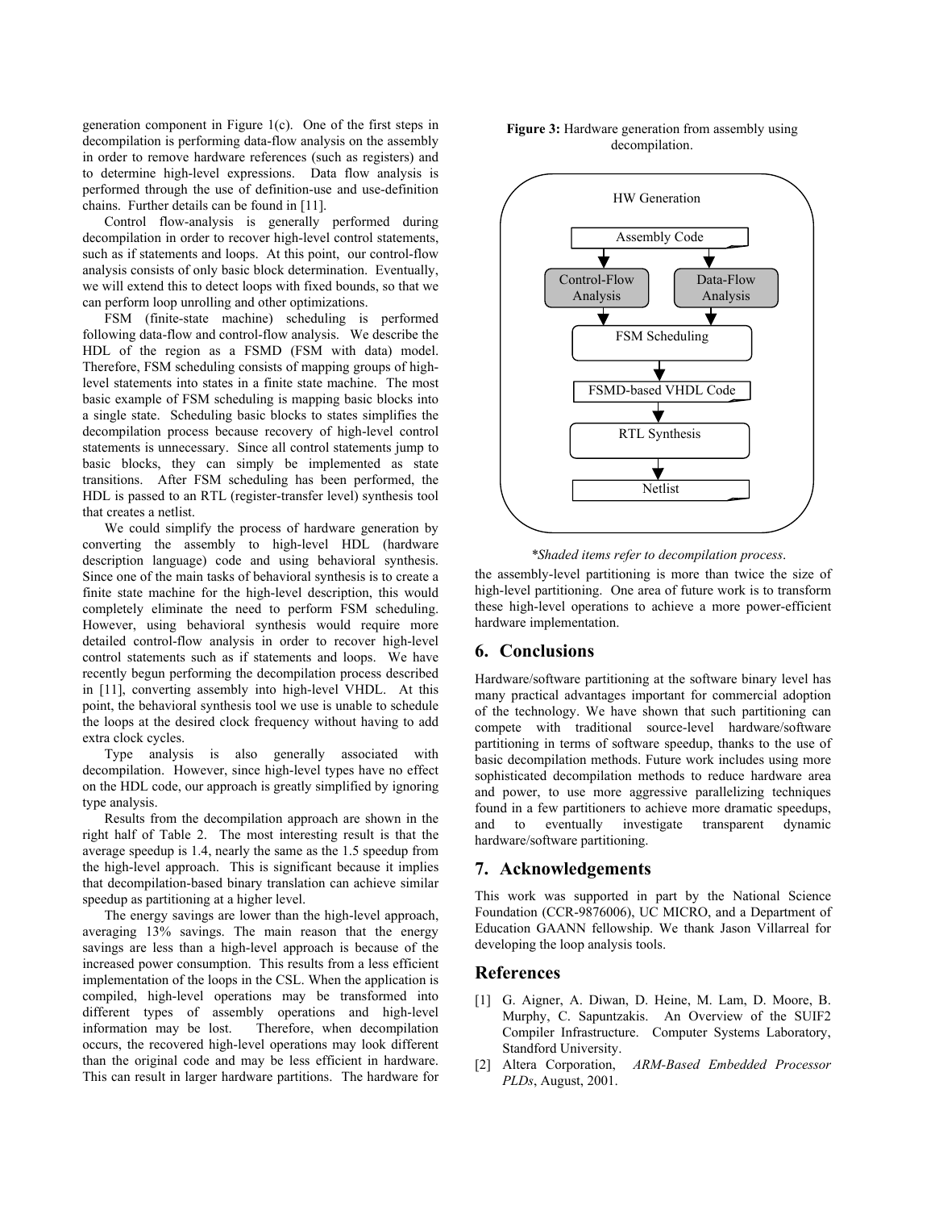generation component in Figure 1(c). One of the first steps in decompilation is performing data-flow analysis on the assembly in order to remove hardware references (such as registers) and to determine high-level expressions. Data flow analysis is performed through the use of definition-use and use-definition chains. Further details can be found in [11].

Control flow-analysis is generally performed during decompilation in order to recover high-level control statements, such as if statements and loops. At this point, our control-flow analysis consists of only basic block determination. Eventually, we will extend this to detect loops with fixed bounds, so that we can perform loop unrolling and other optimizations.

FSM (finite-state machine) scheduling is performed following data-flow and control-flow analysis. We describe the HDL of the region as a FSMD (FSM with data) model. Therefore, FSM scheduling consists of mapping groups of high-level statements into states in a finite state machine. The most basic example of FSM scheduling is mapping basic blocks into a single state. Scheduling basic blocks to states simplifies the decompilation process because recovery of high-level control statements is unnecessary. Since all control statements jump to basic blocks, they can simply be implemented as state transitions. After FSM scheduling has been performed, the HDL is passed to an RTL (register-transfer level) synthesis tool that creates a netlist.

We could simplify the process of hardware generation by converting the assembly to high-level HDL (hardware description language) code and using behavioral synthesis. Since one of the main tasks of behavioral synthesis is to create a finite state machine for the high-level description, this would completely eliminate the need to perform FSM scheduling. However, using behavioral synthesis would require more detailed control-flow analysis in order to recover high-level control statements such as if statements and loops. We have recently begun performing the decompilation process described in [11], converting assembly into high-level VHDL. At this point, the behavioral synthesis tool we use is unable to schedule the loops at the desired clock frequency without having to add extra clock cycles.

Type analysis is also generally associated with decompilation. However, since high-level types have no effect on the HDL code, our approach is greatly simplified by ignoring type analysis.

Results from the decompilation approach are shown in the right half of Table 2. The most interesting result is that the average speedup is 1.4, nearly the same as the 1.5 speedup from the high-level approach. This is significant because it implies that decompilation-based binary translation can achieve similar speedup as partitioning at a higher level.

The energy savings are lower than the high-level approach, averaging 13% savings. The main reason that the energy savings are less than a high-level approach is because of the increased power consumption. This results from a less efficient implementation of the loops in the CSL. When the application is compiled, high-level operations may be transformed into different types of assembly operations and high-level information may be lost. Therefore, when decompilation occurs, the recovered high-level operations may look different than the original code and may be less efficient in hardware. This can result in larger hardware partitions. The hardware for the assembly-level partitioning is more than twice the size of high-level partitioning. One area of future work is to transform these high-level operations to achieve a more power-efficient hardware implementation.

**Figure 3:** Hardware generation from assembly using decompilation.

HW Generation: Assembly Code → Control-Flow Analysis / Data-Flow Analysis → FSM Scheduling → FSMD-based VHDL Code → RTL Synthesis → Netlist

*\*Shaded items refer to decompilation process.*

## 6. Conclusions

Hardware/software partitioning at the software binary level has many practical advantages important for commercial adoption of the technology. We have shown that such partitioning can compete with traditional source-level hardware/software partitioning in terms of software speedup, thanks to the use of basic decompilation methods. Future work includes using more sophisticated decompilation methods to reduce hardware area and power, to use more aggressive parallelizing techniques found in a few partitioners to achieve more dramatic speedups, and to eventually investigate transparent dynamic hardware/software partitioning.

## 7. Acknowledgements

This work was supported in part by the National Science Foundation (CCR-9876006), UC MICRO, and a Department of Education GAANN fellowship. We thank Jason Villarreal for developing the loop analysis tools.

## References

[1] G. Aigner, A. Diwan, D. Heine, M. Lam, D. Moore, B. Murphy, C. Sapuntzakis. An Overview of the SUIF2 Compiler Infrastructure. Computer Systems Laboratory, Standford University.

[2] Altera Corporation, *ARM-Based Embedded Processor PLDs*, August, 2001.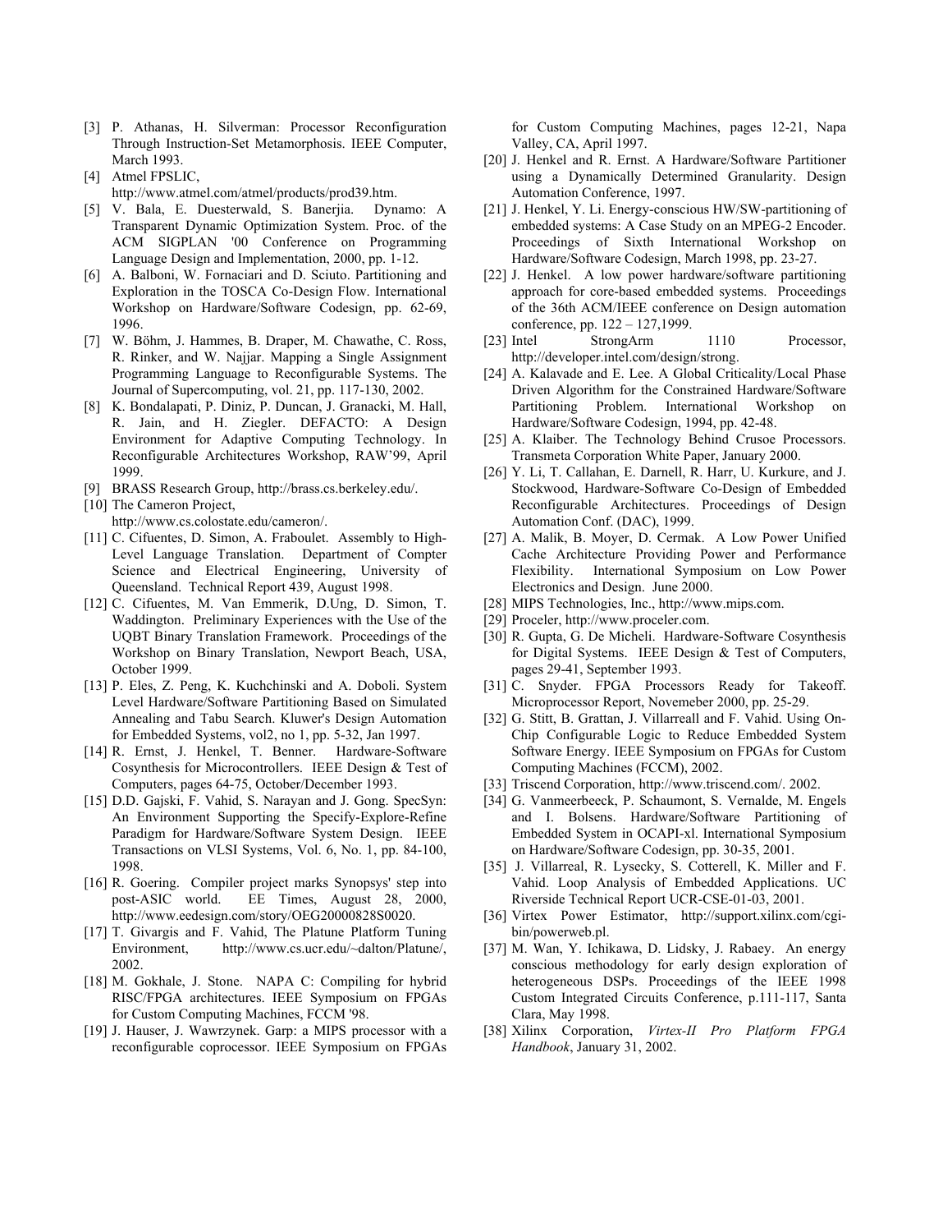[3] P. Athanas, H. Silverman: Processor Reconfiguration Through Instruction-Set Metamorphosis. IEEE Computer, March 1993.

[4] Atmel FPSLIC, http://www.atmel.com/atmel/products/prod39.htm.

[5] V. Bala, E. Duesterwald, S. Banerjia. Dynamo: A Transparent Dynamic Optimization System. Proc. of the ACM SIGPLAN '00 Conference on Programming Language Design and Implementation, 2000, pp. 1-12.

[6] A. Balboni, W. Fornaciari and D. Sciuto. Partitioning and Exploration in the TOSCA Co-Design Flow. International Workshop on Hardware/Software Codesign, pp. 62-69, 1996.

[7] W. Böhm, J. Hammes, B. Draper, M. Chawathe, C. Ross, R. Rinker, and W. Najjar. Mapping a Single Assignment Programming Language to Reconfigurable Systems. The Journal of Supercomputing, vol. 21, pp. 117-130, 2002.

[8] K. Bondalapati, P. Diniz, P. Duncan, J. Granacki, M. Hall, R. Jain, and H. Ziegler. DEFACTO: A Design Environment for Adaptive Computing Technology. In Reconfigurable Architectures Workshop, RAW'99, April 1999.

[9] BRASS Research Group, http://brass.cs.berkeley.edu/.

[10] The Cameron Project, http://www.cs.colostate.edu/cameron/.

[11] C. Cifuentes, D. Simon, A. Fraboulet. Assembly to High-Level Language Translation. Department of Compter Science and Electrical Engineering, University of Queensland. Technical Report 439, August 1998.

[12] C. Cifuentes, M. Van Emmerik, D.Ung, D. Simon, T. Waddington. Preliminary Experiences with the Use of the UQBT Binary Translation Framework. Proceedings of the Workshop on Binary Translation, Newport Beach, USA, October 1999.

[13] P. Eles, Z. Peng, K. Kuchchinski and A. Doboli. System Level Hardware/Software Partitioning Based on Simulated Annealing and Tabu Search. Kluwer's Design Automation for Embedded Systems, vol2, no 1, pp. 5-32, Jan 1997.

[14] R. Ernst, J. Henkel, T. Benner. Hardware-Software Cosynthesis for Microcontrollers. IEEE Design & Test of Computers, pages 64-75, October/December 1993.

[15] D.D. Gajski, F. Vahid, S. Narayan and J. Gong. SpecSyn: An Environment Supporting the Specify-Explore-Refine Paradigm for Hardware/Software System Design. IEEE Transactions on VLSI Systems, Vol. 6, No. 1, pp. 84-100, 1998.

[16] R. Goering. Compiler project marks Synopsys' step into post-ASIC world. EE Times, August 28, 2000, http://www.eedesign.com/story/OEG20000828S0020.

[17] T. Givargis and F. Vahid, The Platune Platform Tuning Environment, http://www.cs.ucr.edu/~dalton/Platune/, 2002.

[18] M. Gokhale, J. Stone. NAPA C: Compiling for hybrid RISC/FPGA architectures. IEEE Symposium on FPGAs for Custom Computing Machines, FCCM '98.

[19] J. Hauser, J. Wawrzynek. Garp: a MIPS processor with a reconfigurable coprocessor. IEEE Symposium on FPGAs for Custom Computing Machines, pages 12-21, Napa Valley, CA, April 1997.

[20] J. Henkel and R. Ernst. A Hardware/Software Partitioner using a Dynamically Determined Granularity. Design Automation Conference, 1997.

[21] J. Henkel, Y. Li. Energy-conscious HW/SW-partitioning of embedded systems: A Case Study on an MPEG-2 Encoder. Proceedings of Sixth International Workshop on Hardware/Software Codesign, March 1998, pp. 23-27.

[22] J. Henkel. A low power hardware/software partitioning approach for core-based embedded systems. Proceedings of the 36th ACM/IEEE conference on Design automation conference, pp. 122 – 127,1999.

[23] Intel StrongArm 1110 Processor, http://developer.intel.com/design/strong.

[24] A. Kalavade and E. Lee. A Global Criticality/Local Phase Driven Algorithm for the Constrained Hardware/Software Partitioning Problem. International Workshop on Hardware/Software Codesign, 1994, pp. 42-48.

[25] A. Klaiber. The Technology Behind Crusoe Processors. Transmeta Corporation White Paper, January 2000.

[26] Y. Li, T. Callahan, E. Darnell, R. Harr, U. Kurkure, and J. Stockwood, Hardware-Software Co-Design of Embedded Reconfigurable Architectures. Proceedings of Design Automation Conf. (DAC), 1999.

[27] A. Malik, B. Moyer, D. Cermak. A Low Power Unified Cache Architecture Providing Power and Performance Flexibility. International Symposium on Low Power Electronics and Design. June 2000.

[28] MIPS Technologies, Inc., http://www.mips.com.

[29] Proceler, http://www.proceler.com.

[30] R. Gupta, G. De Micheli. Hardware-Software Cosynthesis for Digital Systems. IEEE Design & Test of Computers, pages 29-41, September 1993.

[31] C. Snyder. FPGA Processors Ready for Takeoff. Microprocessor Report, Novemeber 2000, pp. 25-29.

[32] G. Stitt, B. Grattan, J. Villarreall and F. Vahid. Using On-Chip Configurable Logic to Reduce Embedded System Software Energy. IEEE Symposium on FPGAs for Custom Computing Machines (FCCM), 2002.

[33] Triscend Corporation, http://www.triscend.com/. 2002.

[34] G. Vanmeerbeeck, P. Schaumont, S. Vernalde, M. Engels and I. Bolsens. Hardware/Software Partitioning of Embedded System in OCAPI-xl. International Symposium on Hardware/Software Codesign, pp. 30-35, 2001.

[35] J. Villarreal, R. Lysecky, S. Cotterell, K. Miller and F. Vahid. Loop Analysis of Embedded Applications. UC Riverside Technical Report UCR-CSE-01-03, 2001.

[36] Virtex Power Estimator, http://support.xilinx.com/cgi-bin/powerweb.pl.

[37] M. Wan, Y. Ichikawa, D. Lidsky, J. Rabaey. An energy conscious methodology for early design exploration of heterogeneous DSPs. Proceedings of the IEEE 1998 Custom Integrated Circuits Conference, p.111-117, Santa Clara, May 1998.

[38] Xilinx Corporation, *Virtex-II Pro Platform FPGA Handbook*, January 31, 2002.